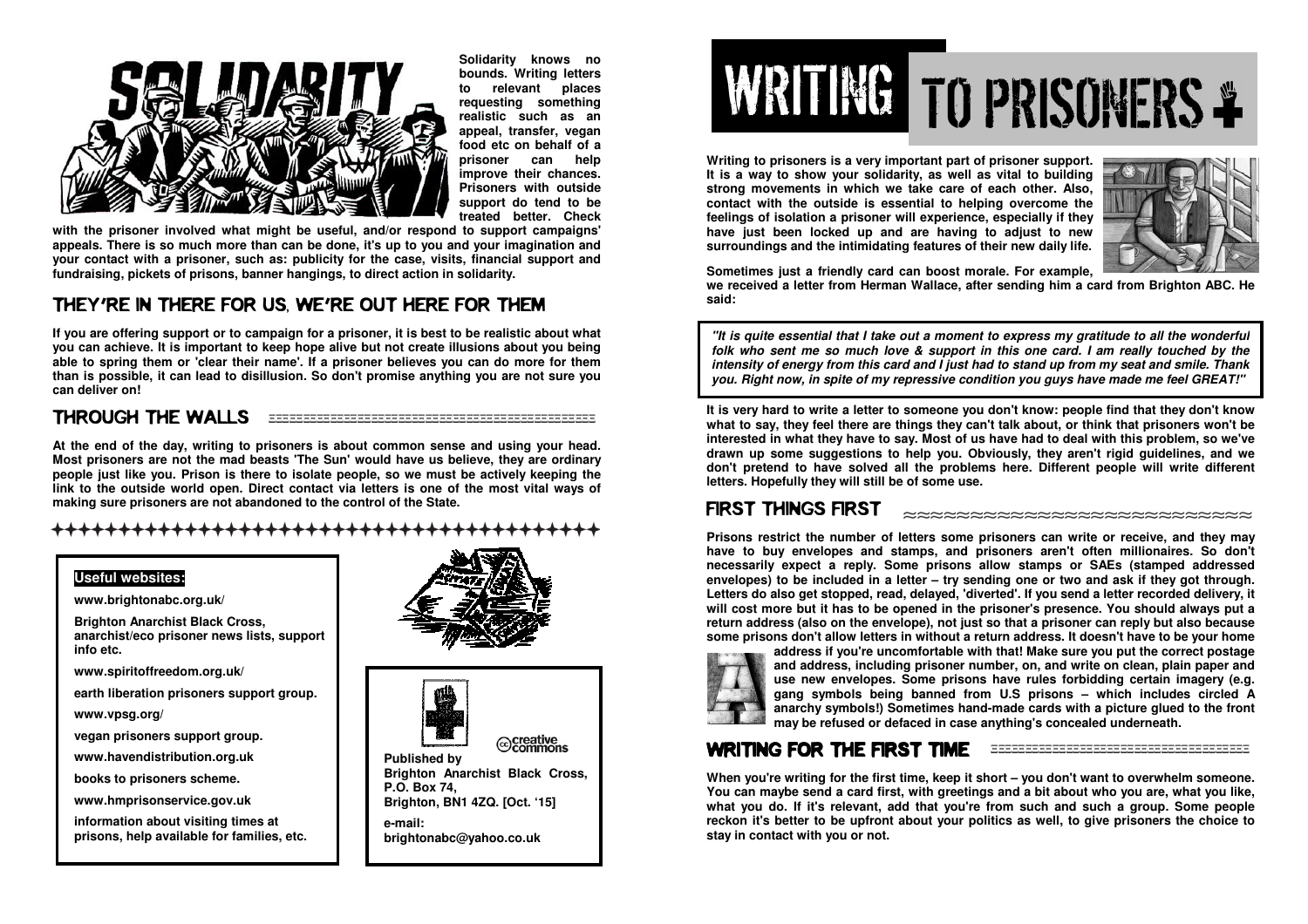# SOLIDARITY

Solidarity knows no bounds. Writing letters to relevant places requesting something realistic such as an appeal, transfer, vegan food etc on behalf of a prisoner can help improve their chances. Prisoners with outside support do tend to be treated better. Check with the prisoner involved what might be useful, and/or respond to support campaigns' appeals. There is so much more than can be done, it's up to you and your imagination and your contact with a prisoner, such as: publicity for the case, visits, financial support and fundraising, pickets of prisons, banner hangings, to direct action in solidarity.

## THEY'RE IN THERE FOR US, WE'RE OUT HERE FOR THEM

If you are offering support or to campaign for a prisoner, it is best to be realistic about what you can achieve. It is important to keep hope alive but not create illusions about you being able to spring them or 'clear their name'. If a prisoner believes you can do more for them than is possible, it can lead to disillusion. So don't promise anything you are not sure you can deliver on!

## THROUGH THE WALLS

At the end of the day, writing to prisoners is about common sense and using your head. Most prisoners are not the mad beasts 'The Sun' would have us believe, they are ordinary people just like you. Prison is there to isolate people, so we must be actively keeping the link to the outside world open. Direct contact via letters is one of the most vital ways of making sure prisoners are not abandoned to the control of the State.

**Useful websites:**

www.brightonabc.org.uk/

Brighton Anarchist Black Cross, anarchist/eco prisoner news lists, support info etc.

www.spiritoffreedom.org.uk/

earth liberation prisoners support group.

www.vpsg.org/

vegan prisoners support group.

www.havendistribution.org.uk

books to prisoners scheme.

www.hmprisonservice.gov.uk

information about visiting times at prisons, help available for families, etc.

creative commons

Published by
Brighton Anarchist Black Cross,
P.O. Box 74,
Brighton, BN1 4ZQ. [Oct. '15]

e-mail:
brightonabc@yahoo.co.uk

# WRITING TO PRISONERS

Writing to prisoners is a very important part of prisoner support. It is a way to show your solidarity, as well as vital to building strong movements in which we take care of each other. Also, contact with the outside is essential to helping overcome the feelings of isolation a prisoner will experience, especially if they have just been locked up and are having to adjust to new surroundings and the intimidating features of their new daily life.

Sometimes just a friendly card can boost morale. For example, we received a letter from Herman Wallace, after sending him a card from Brighton ABC. He said:

> *"It is quite essential that I take out a moment to express my gratitude to all the wonderful folk who sent me so much love & support in this one card. I am really touched by the intensity of energy from this card and I just had to stand up from my seat and smile. Thank you. Right now, in spite of my repressive condition you guys have made me feel GREAT!"*

It is very hard to write a letter to someone you don't know: people find that they don't know what to say, they feel there are things they can't talk about, or think that prisoners won't be interested in what they have to say. Most of us have had to deal with this problem, so we've drawn up some suggestions to help you. Obviously, they aren't rigid guidelines, and we don't pretend to have solved all the problems here. Different people will write different letters. Hopefully they will still be of some use.

## FIRST THINGS FIRST

Prisons restrict the number of letters some prisoners can write or receive, and they may have to buy envelopes and stamps, and prisoners aren't often millionaires. So don't necessarily expect a reply. Some prisons allow stamps or SAEs (stamped addressed envelopes) to be included in a letter – try sending one or two and ask if they got through. Letters do also get stopped, read, delayed, 'diverted'. If you send a letter recorded delivery, it will cost more but it has to be opened in the prisoner's presence. You should always put a return address (also on the envelope), not just so that a prisoner can reply but also because some prisons don't allow letters in without a return address. It doesn't have to be your home address if you're uncomfortable with that! Make sure you put the correct postage and address, including prisoner number, on, and write on clean, plain paper and use new envelopes. Some prisons have rules forbidding certain imagery (e.g. gang symbols being banned from U.S prisons – which includes circled A anarchy symbols!) Sometimes hand-made cards with a picture glued to the front may be refused or defaced in case anything's concealed underneath.

## WRITING FOR THE FIRST TIME

When you're writing for the first time, keep it short – you don't want to overwhelm someone. You can maybe send a card first, with greetings and a bit about who you are, what you like, what you do. If it's relevant, add that you're from such and such a group. Some people reckon it's better to be upfront about your politics as well, to give prisoners the choice to stay in contact with you or not.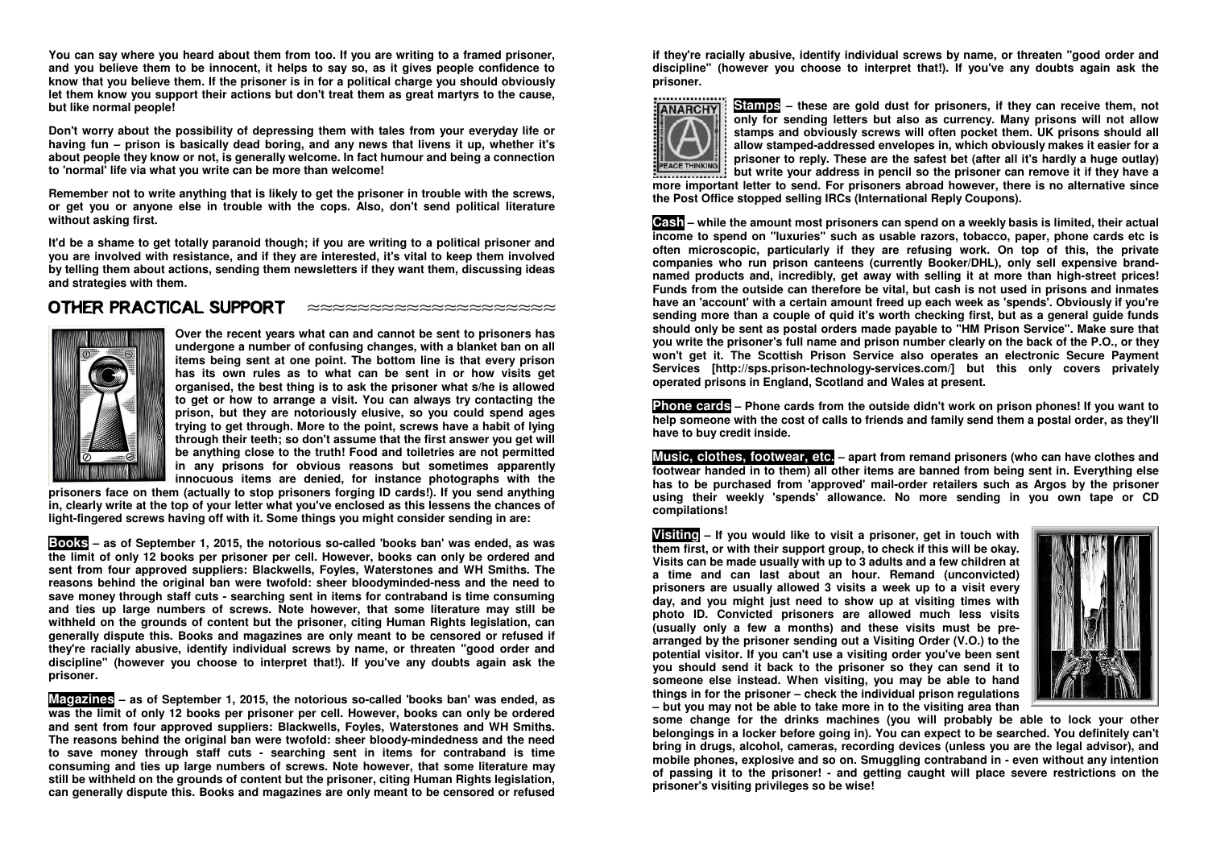**You can say where you heard about them from too. If you are writing to a framed prisoner, and you believe them to be innocent, it helps to say so, as it gives people confidence to know that you believe them. If the prisoner is in for a political charge you should obviously let them know you support their actions but don't treat them as great martyrs to the cause, but like normal people!**

**Don't worry about the possibility of depressing them with tales from your everyday life or having fun – prison is basically dead boring, and any news that livens it up, whether it's about people they know or not, is generally welcome. In fact humour and being a connection to 'normal' life via what you write can be more than welcome!**

**Remember not to write anything that is likely to get the prisoner in trouble with the screws, or get you or anyone else in trouble with the cops. Also, don't send political literature without asking first.**

**It'd be a shame to get totally paranoid though; if you are writing to a political prisoner and you are involved with resistance, and if they are interested, it's vital to keep them involved by telling them about actions, sending them newsletters if they want them, discussing ideas and strategies with them.**

## OTHER PRACTICAL SUPPORT

**Over the recent years what can and cannot be sent to prisoners has undergone a number of confusing changes, with a blanket ban on all items being sent at one point. The bottom line is that every prison has its own rules as to what can be sent in or how visits get organised, the best thing is to ask the prisoner what s/he is allowed to get or how to arrange a visit. You can always try contacting the prison, but they are notoriously elusive, so you could spend ages trying to get through. More to the point, screws have a habit of lying through their teeth; so don't assume that the first answer you get will be anything close to the truth! Food and toiletries are not permitted in any prisons for obvious reasons but sometimes apparently innocuous items are denied, for instance photographs with the prisoners face on them (actually to stop prisoners forging ID cards!). If you send anything in, clearly write at the top of your letter what you've enclosed as this lessens the chances of light-fingered screws having off with it. Some things you might consider sending in are:**

**Books – as of September 1, 2015, the notorious so-called 'books ban' was ended, as was the limit of only 12 books per prisoner per cell. However, books can only be ordered and sent from four approved suppliers: Blackwells, Foyles, Waterstones and WH Smiths. The reasons behind the original ban were twofold: sheer bloodyminded-ness and the need to save money through staff cuts - searching sent in items for contraband is time consuming and ties up large numbers of screws. Note however, that some literature may still be withheld on the grounds of content but the prisoner, citing Human Rights legislation, can generally dispute this. Books and magazines are only meant to be censored or refused if they're racially abusive, identify individual screws by name, or threaten "good order and discipline" (however you choose to interpret that!). If you've any doubts again ask the prisoner.**

**Magazines – as of September 1, 2015, the notorious so-called 'books ban' was ended, as was the limit of only 12 books per prisoner per cell. However, books can only be ordered and sent from four approved suppliers: Blackwells, Foyles, Waterstones and WH Smiths. The reasons behind the original ban were twofold: sheer bloody-mindedness and the need to save money through staff cuts - searching sent in items for contraband is time consuming and ties up large numbers of screws. Note however, that some literature may still be withheld on the grounds of content but the prisoner, citing Human Rights legislation, can generally dispute this. Books and magazines are only meant to be censored or refused if they're racially abusive, identify individual screws by name, or threaten "good order and discipline" (however you choose to interpret that!). If you've any doubts again ask the prisoner.**

**Stamps – these are gold dust for prisoners, if they can receive them, not only for sending letters but also as currency. Many prisons will not allow stamps and obviously screws will often pocket them. UK prisons should all allow stamped-addressed envelopes in, which obviously makes it easier for a prisoner to reply. These are the safest bet (after all it's hardly a huge outlay) but write your address in pencil so the prisoner can remove it if they have a more important letter to send. For prisoners abroad however, there is no alternative since the Post Office stopped selling IRCs (International Reply Coupons).**

**Cash – while the amount most prisoners can spend on a weekly basis is limited, their actual income to spend on "luxuries" such as usable razors, tobacco, paper, phone cards etc is often microscopic, particularly if they are refusing work. On top of this, the private companies who run prison canteens (currently Booker/DHL), only sell expensive brand-named products and, incredibly, get away with selling it at more than high-street prices! Funds from the outside can therefore be vital, but cash is not used in prisons and inmates have an 'account' with a certain amount freed up each week as 'spends'. Obviously if you're sending more than a couple of quid it's worth checking first, but as a general guide funds should only be sent as postal orders made payable to "HM Prison Service". Make sure that you write the prisoner's full name and prison number clearly on the back of the P.O., or they won't get it. The Scottish Prison Service also operates an electronic Secure Payment Services [http://sps.prison-technology-services.com/] but this only covers privately operated prisons in England, Scotland and Wales at present.**

**Phone cards – Phone cards from the outside didn't work on prison phones! If you want to help someone with the cost of calls to friends and family send them a postal order, as they'll have to buy credit inside.**

**Music, clothes, footwear, etc. – apart from remand prisoners (who can have clothes and footwear handed in to them) all other items are banned from being sent in. Everything else has to be purchased from 'approved' mail-order retailers such as Argos by the prisoner using their weekly 'spends' allowance. No more sending in you own tape or CD compilations!**

**Visiting – If you would like to visit a prisoner, get in touch with them first, or with their support group, to check if this will be okay. Visits can be made usually with up to 3 adults and a few children at a time and can last about an hour. Remand (unconvicted) prisoners are usually allowed 3 visits a week up to a visit every day, and you might just need to show up at visiting times with photo ID. Convicted prisoners are allowed much less visits (usually only a few a months) and these visits must be pre-arranged by the prisoner sending out a Visiting Order (V.O.) to the potential visitor. If you can't use a visiting order you've been sent you should send it back to the prisoner so they can send it to someone else instead. When visiting, you may be able to hand things in for the prisoner – check the individual prison regulations – but you may not be able to take more in to the visiting area than some change for the drinks machines (you will probably be able to lock your other belongings in a locker before going in). You can expect to be searched. You definitely can't bring in drugs, alcohol, cameras, recording devices (unless you are the legal advisor), and mobile phones, explosive and so on. Smuggling contraband in - even without any intention of passing it to the prisoner! - and getting caught will place severe restrictions on the prisoner's visiting privileges so be wise!**